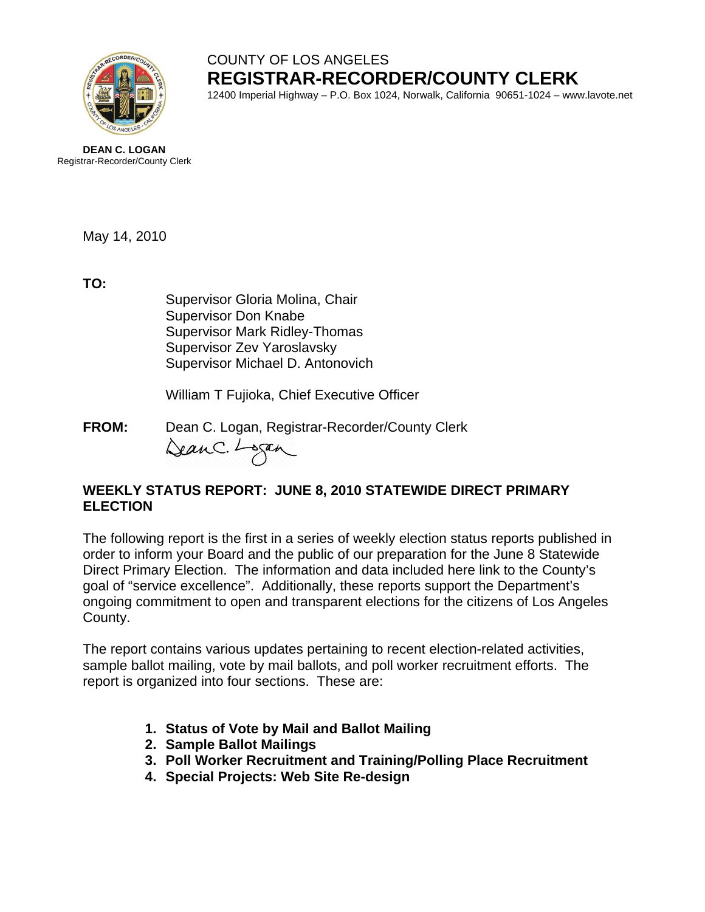COUNTY OF LOS ANGELES

**REGISTRAR-RECORDER/COUNTY CLERK**

12400 Imperial Highway – P.O. Box 1024, Norwalk, California 90651-1024 – www.lavote.net

**DEAN C. LOGAN**
Registrar-Recorder/County Clerk

May 14, 2010

**TO:**

Supervisor Gloria Molina, Chair
Supervisor Don Knabe
Supervisor Mark Ridley-Thomas
Supervisor Zev Yaroslavsky
Supervisor Michael D. Antonovich

William T Fujioka, Chief Executive Officer

**FROM:** Dean C. Logan, Registrar-Recorder/County Clerk

## WEEKLY STATUS REPORT: JUNE 8, 2010 STATEWIDE DIRECT PRIMARY ELECTION

The following report is the first in a series of weekly election status reports published in order to inform your Board and the public of our preparation for the June 8 Statewide Direct Primary Election. The information and data included here link to the County's goal of "service excellence". Additionally, these reports support the Department's ongoing commitment to open and transparent elections for the citizens of Los Angeles County.

The report contains various updates pertaining to recent election-related activities, sample ballot mailing, vote by mail ballots, and poll worker recruitment efforts. The report is organized into four sections. These are:

1. **Status of Vote by Mail and Ballot Mailing**
2. **Sample Ballot Mailings**
3. **Poll Worker Recruitment and Training/Polling Place Recruitment**
4. **Special Projects: Web Site Re-design**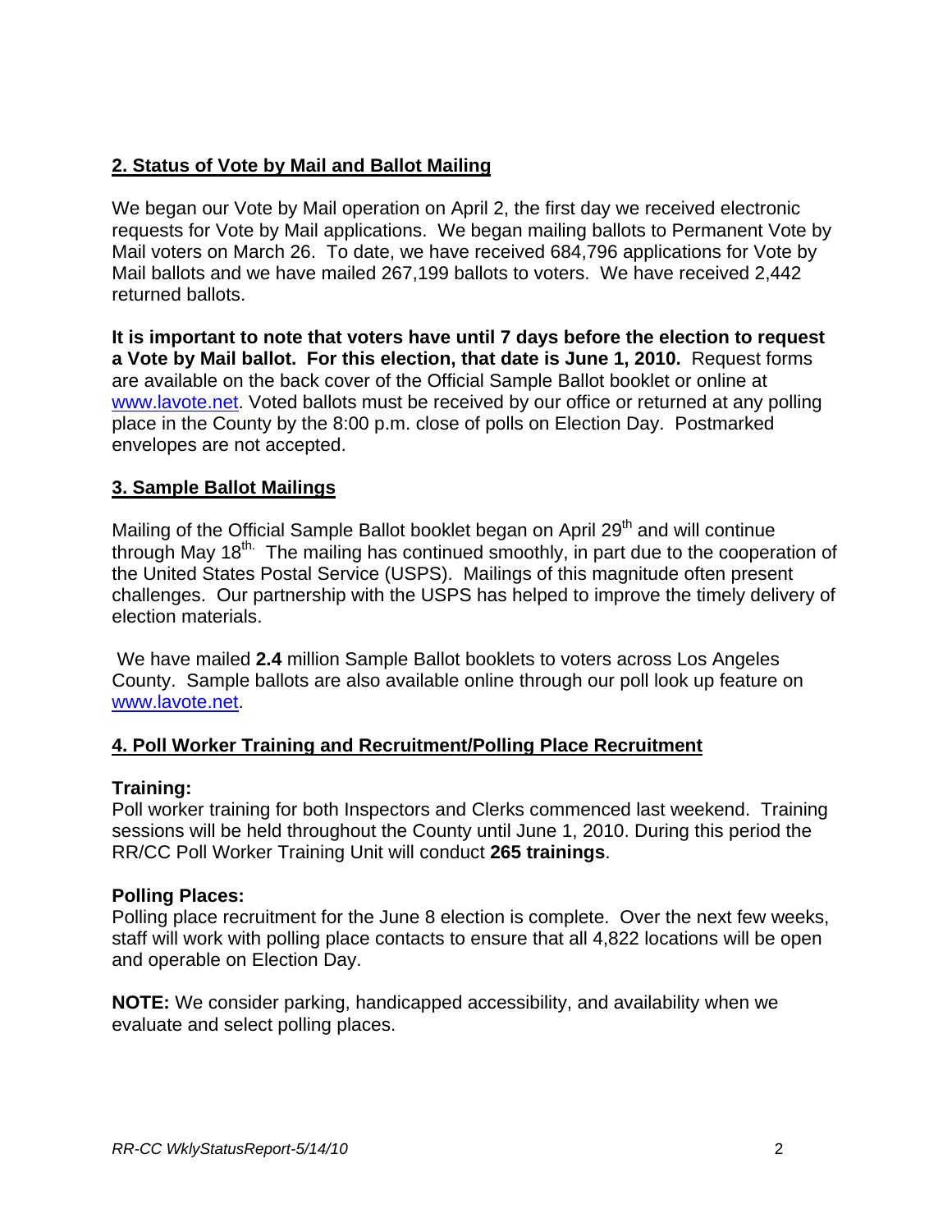## 2. Status of Vote by Mail and Ballot Mailing

We began our Vote by Mail operation on April 2, the first day we received electronic requests for Vote by Mail applications. We began mailing ballots to Permanent Vote by Mail voters on March 26. To date, we have received 684,796 applications for Vote by Mail ballots and we have mailed 267,199 ballots to voters. We have received 2,442 returned ballots.

**It is important to note that voters have until 7 days before the election to request a Vote by Mail ballot. For this election, that date is June 1, 2010.** Request forms are available on the back cover of the Official Sample Ballot booklet or online at www.lavote.net. Voted ballots must be received by our office or returned at any polling place in the County by the 8:00 p.m. close of polls on Election Day. Postmarked envelopes are not accepted.

## 3. Sample Ballot Mailings

Mailing of the Official Sample Ballot booklet began on April 29th and will continue through May 18th. The mailing has continued smoothly, in part due to the cooperation of the United States Postal Service (USPS). Mailings of this magnitude often present challenges. Our partnership with the USPS has helped to improve the timely delivery of election materials.

We have mailed **2.4** million Sample Ballot booklets to voters across Los Angeles County. Sample ballots are also available online through our poll look up feature on www.lavote.net.

## 4. Poll Worker Training and Recruitment/Polling Place Recruitment

**Training:**
Poll worker training for both Inspectors and Clerks commenced last weekend. Training sessions will be held throughout the County until June 1, 2010. During this period the RR/CC Poll Worker Training Unit will conduct **265 trainings**.

**Polling Places:**
Polling place recruitment for the June 8 election is complete. Over the next few weeks, staff will work with polling place contacts to ensure that all 4,822 locations will be open and operable on Election Day.

**NOTE:** We consider parking, handicapped accessibility, and availability when we evaluate and select polling places.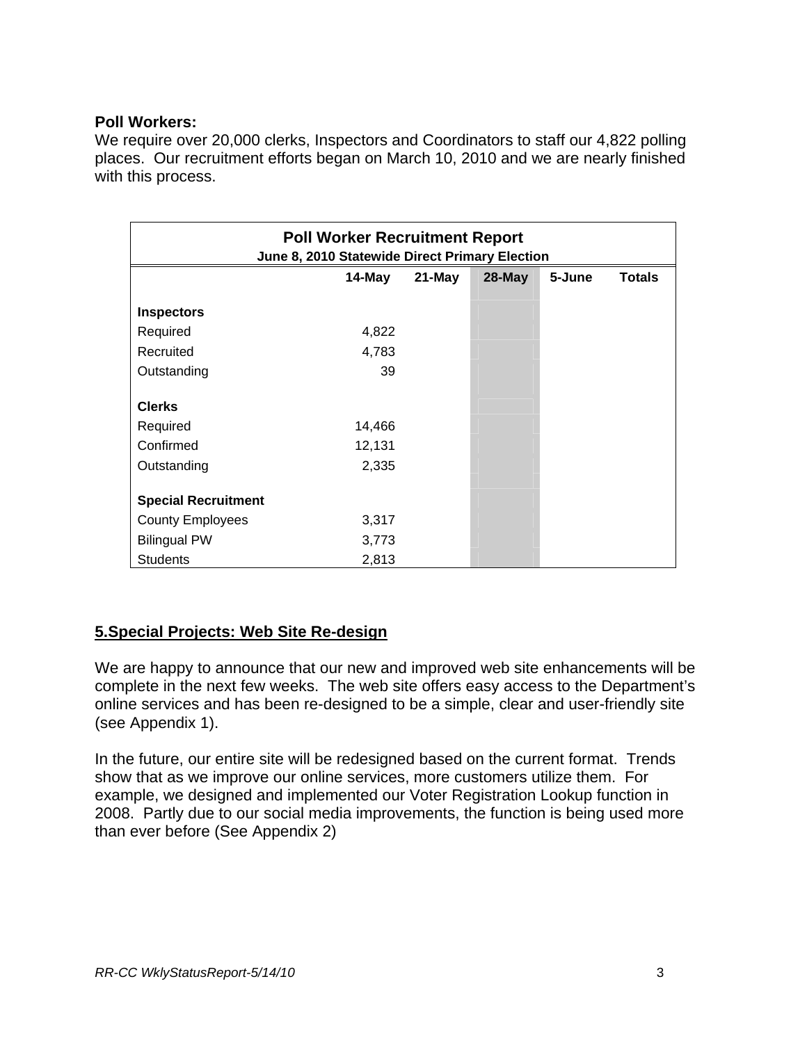**Poll Workers:**
We require over 20,000 clerks, Inspectors and Coordinators to staff our 4,822 polling places. Our recruitment efforts began on March 10, 2010 and we are nearly finished with this process.

| Poll Worker Recruitment Report<br>June 8, 2010 Statewide Direct Primary Election | | | | | |
|---|---|---|---|---|---|
| | 14-May | 21-May | 28-May | 5-June | Totals |
| **Inspectors** | | | | | |
| Required | 4,822 | | | | |
| Recruited | 4,783 | | | | |
| Outstanding | 39 | | | | |
| **Clerks** | | | | | |
| Required | 14,466 | | | | |
| Confirmed | 12,131 | | | | |
| Outstanding | 2,335 | | | | |
| **Special Recruitment** | | | | | |
| County Employees | 3,317 | | | | |
| Bilingual PW | 3,773 | | | | |
| Students | 2,813 | | | | |

## 5.Special Projects: Web Site Re-design

We are happy to announce that our new and improved web site enhancements will be complete in the next few weeks. The web site offers easy access to the Department's online services and has been re-designed to be a simple, clear and user-friendly site (see Appendix 1).

In the future, our entire site will be redesigned based on the current format. Trends show that as we improve our online services, more customers utilize them. For example, we designed and implemented our Voter Registration Lookup function in 2008. Partly due to our social media improvements, the function is being used more than ever before (See Appendix 2)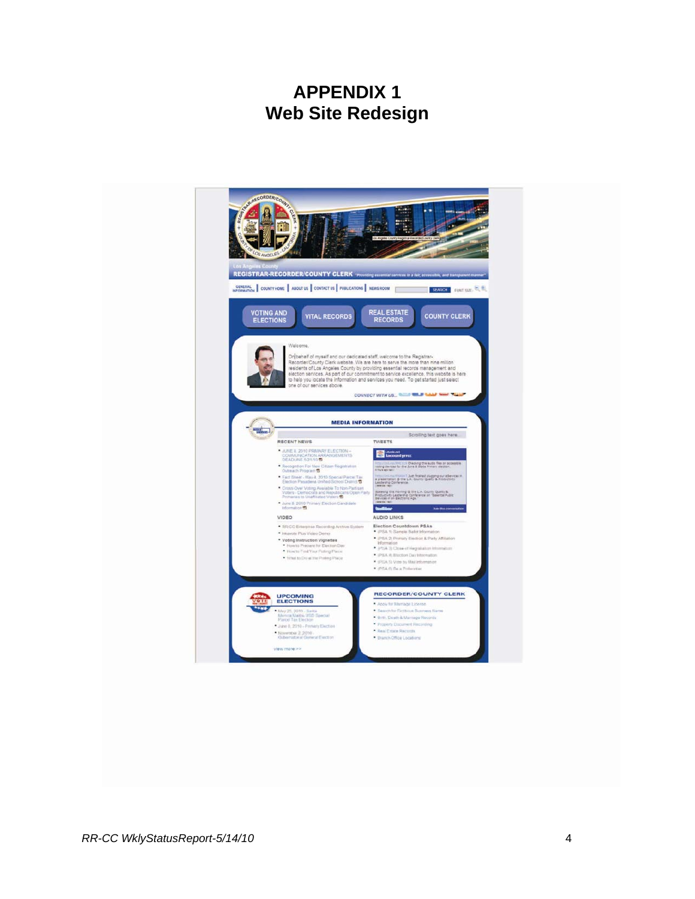# APPENDIX 1
# Web Site Redesign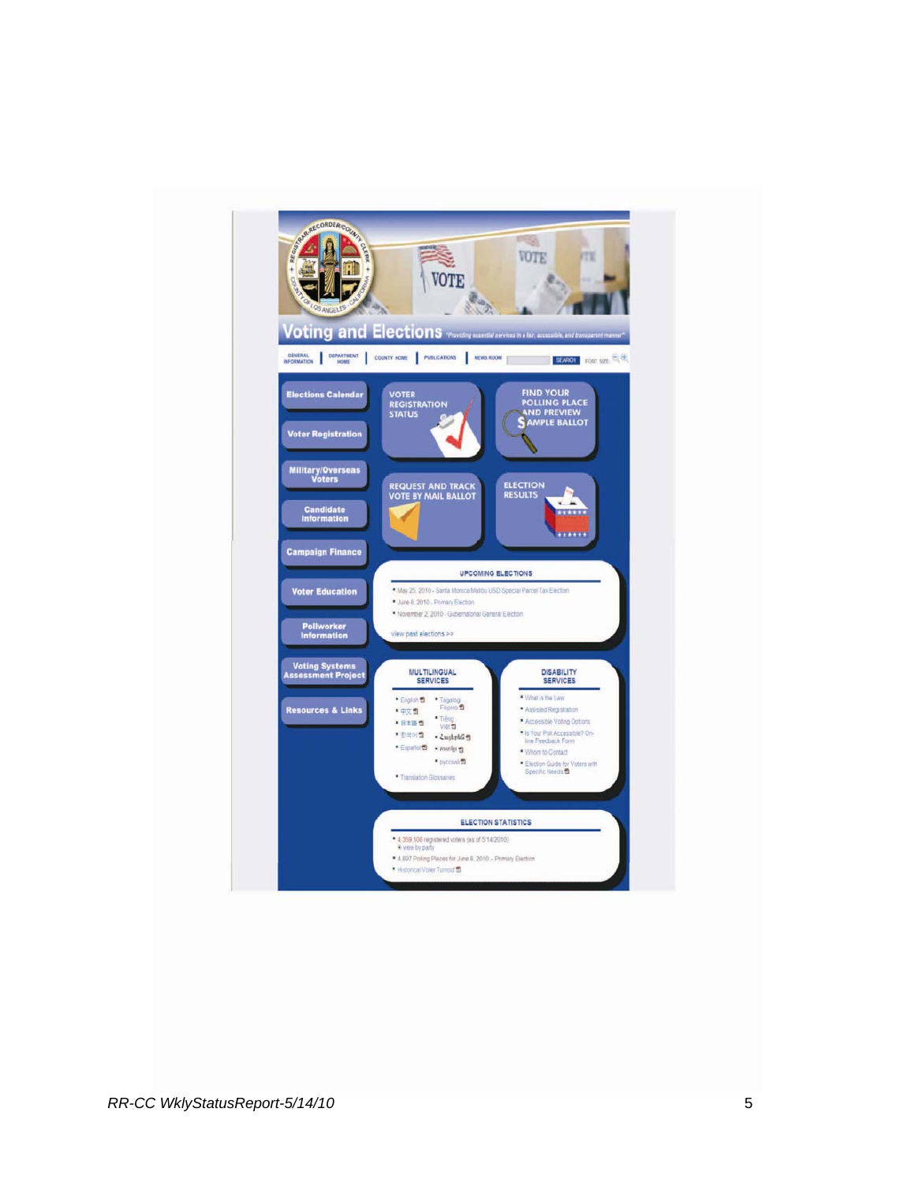# Voting and Elections

*"Providing essential services in a fair, accessible, and transparent manner"*

GENERAL INFORMATION | DEPARTMENT HOME | COUNTY HOME | PUBLICATIONS | NEWS ROOM | SEARCH | FONT SIZE

- Elections Calendar
- Voter Registration
- Military/Overseas Voters
- Candidate Information
- Campaign Finance
- Voter Education
- Pollworker Information
- Voting Systems Assessment Project
- Resources & Links

VOTER REGISTRATION STATUS

FIND YOUR POLLING PLACE AND PREVIEW SAMPLE BALLOT

REQUEST AND TRACK VOTE BY MAIL BALLOT

ELECTION RESULTS

## UPCOMING ELECTIONS

- May 25, 2010 - Santa Monica Malibu USD Special Parcel Tax Election
- June 8, 2010 - Primary Election
- November 2, 2010 - Gubernatorial General Election

view past elections >>

## MULTILINGUAL SERVICES

- English
- 中文
- 日本語
- 한국어
- Español
- Tagalog/Filipino
- Tiếng Việt
- Հայերեն
- ภาษาไทย
- русский
- Translation Glossaries

## DISABILITY SERVICES

- What is the Law
- Assisted Registration
- Accessible Voting Options
- Is Your Poll Accessible? On-line Feedback Form
- Whom to Contact
- Election Guide for Voters with Specific Needs

## ELECTION STATISTICS

- 4,359,100 registered voters (as of 5/14/2010)
  - view by party
- 4,807 Polling Places for June 8, 2010 – Primary Election
- Historical Voter Turnout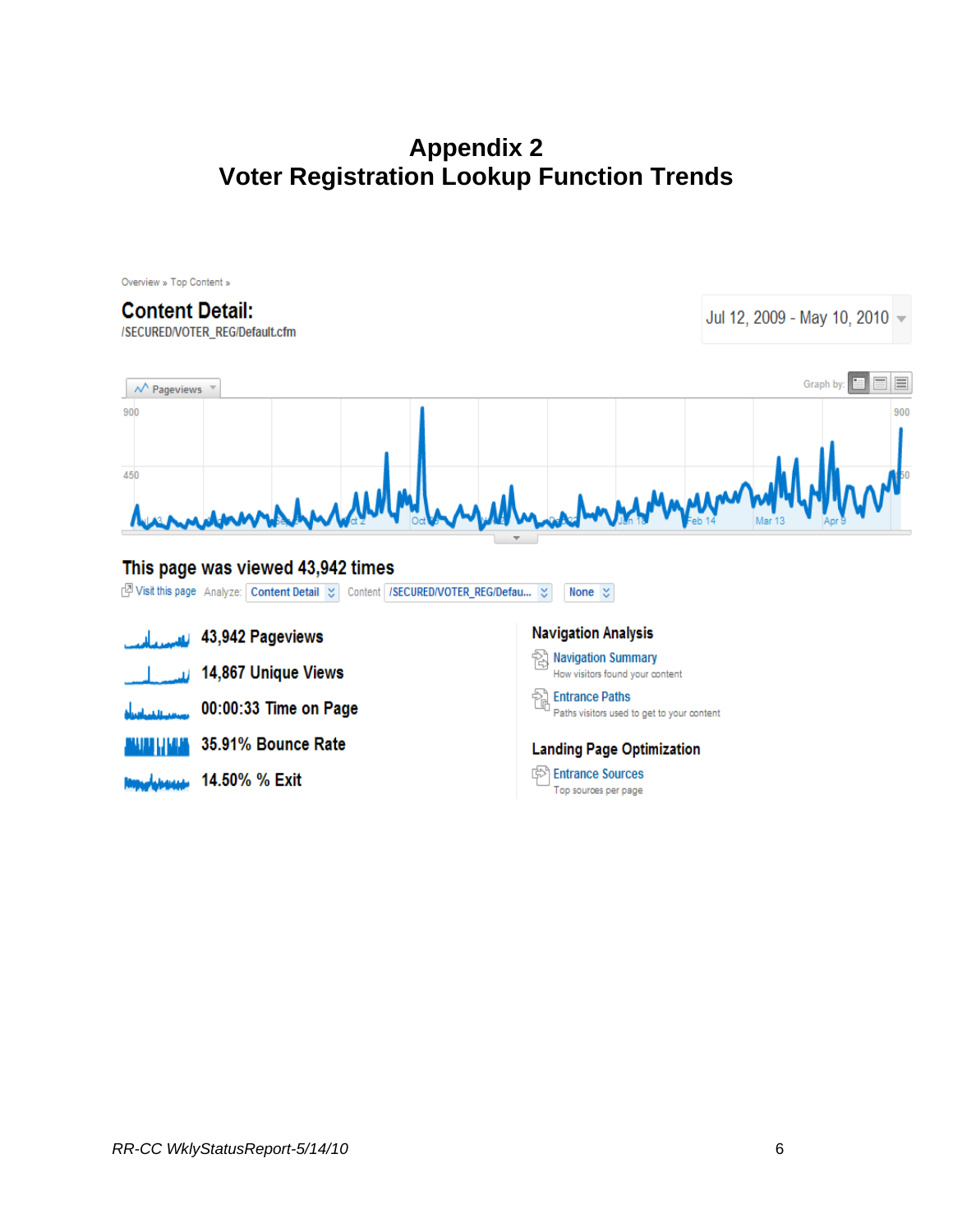# Appendix 2
# Voter Registration Lookup Function Trends

Overview » Top Content »

**Content Detail:**
/SECURED/VOTER_REG/Default.cfm

Jul 12, 2009 - May 10, 2010

Pageviews

Graph by:

900

450

900

450

Jul 12

Sep

Oct 2

Oct

Dec

Jan 18

Feb 14

Mar 13

Apr 9

**This page was viewed 43,942 times**

Visit this page  Analyze: Content Detail  Content /SECURED/VOTER_REG/Defau...  None

**43,942 Pageviews**

**14,867 Unique Views**

**00:00:33 Time on Page**

**35.91% Bounce Rate**

**14.50% % Exit**

**Navigation Analysis**

Navigation Summary
How visitors found your content

Entrance Paths
Paths visitors used to get to your content

**Landing Page Optimization**

Entrance Sources
Top sources per page

*RR-CC WklyStatusReport-5/14/10*